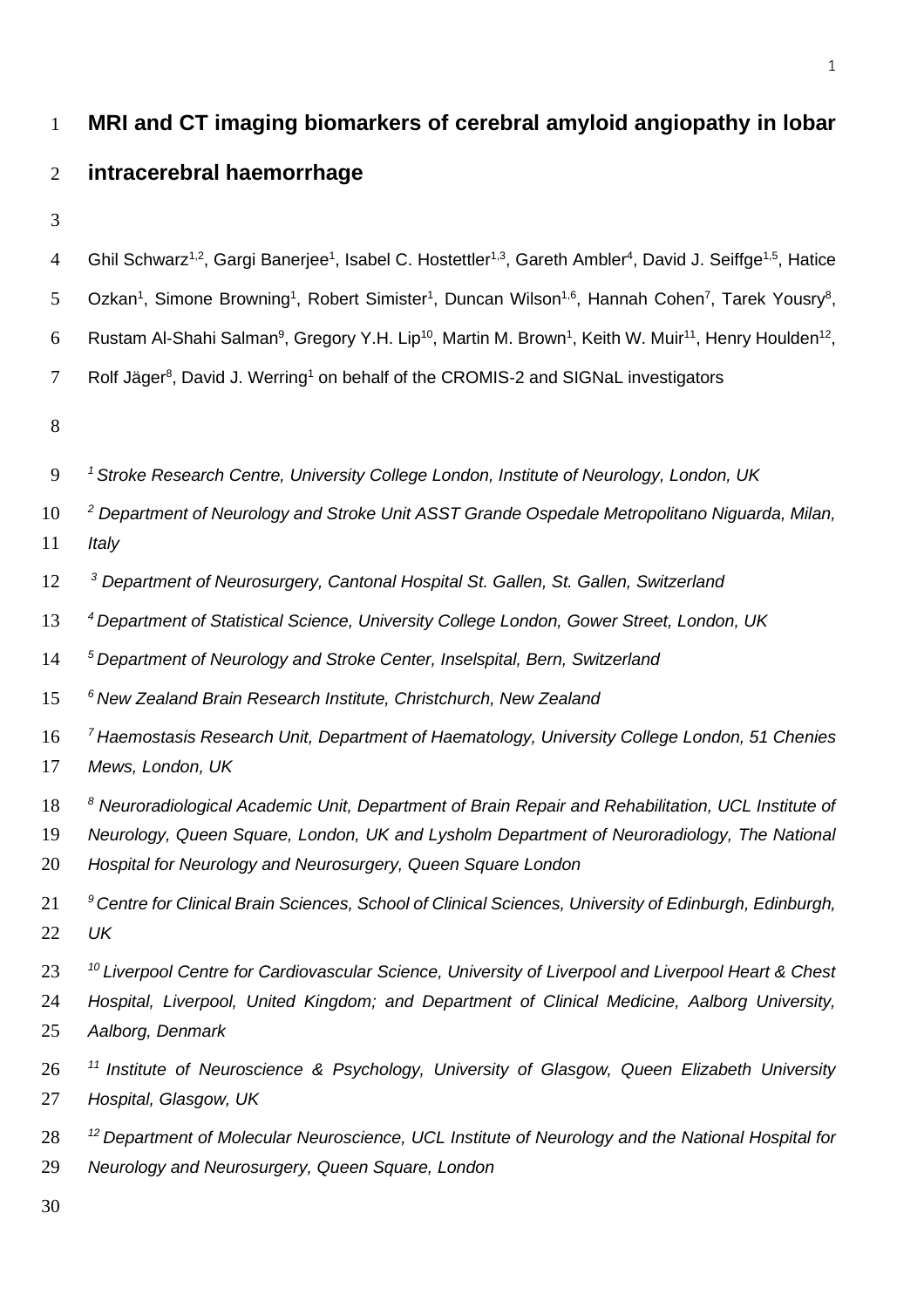# MRI and CT imaging biomarkers of cerebral amyloid angiopathy in lobar intracerebral haemorrhage

Ghil Schwarz[1,2], Gargi Banerjee[1], Isabel C. Hostettler[1,3], Gareth Ambler[4], David J. Seiffge[1,5], Hatice Ozkan[1], Simone Browning[1], Robert Simister[1], Duncan Wilson[1,6], Hannah Cohen[7], Tarek Yousry[8], Rustam Al-Shahi Salman[9], Gregory Y.H. Lip[10], Martin M. Brown[1], Keith W. Muir[11], Henry Houlden[12], Rolf Jäger[8], David J. Werring[1] on behalf of the CROMIS-2 and SIGNaL investigators

*[1] Stroke Research Centre, University College London, Institute of Neurology, London, UK*

*[2] Department of Neurology and Stroke Unit ASST Grande Ospedale Metropolitano Niguarda, Milan, Italy*

*[3] Department of Neurosurgery, Cantonal Hospital St. Gallen, St. Gallen, Switzerland*

*[4] Department of Statistical Science, University College London, Gower Street, London, UK*

*[5] Department of Neurology and Stroke Center, Inselspital, Bern, Switzerland*

*[6] New Zealand Brain Research Institute, Christchurch, New Zealand*

*[7] Haemostasis Research Unit, Department of Haematology, University College London, 51 Chenies Mews, London, UK*

*[8] Neuroradiological Academic Unit, Department of Brain Repair and Rehabilitation, UCL Institute of Neurology, Queen Square, London, UK and Lysholm Department of Neuroradiology, The National Hospital for Neurology and Neurosurgery, Queen Square London*

*[9] Centre for Clinical Brain Sciences, School of Clinical Sciences, University of Edinburgh, Edinburgh, UK*

*[10] Liverpool Centre for Cardiovascular Science, University of Liverpool and Liverpool Heart & Chest Hospital, Liverpool, United Kingdom; and Department of Clinical Medicine, Aalborg University, Aalborg, Denmark*

*[11] Institute of Neuroscience & Psychology, University of Glasgow, Queen Elizabeth University Hospital, Glasgow, UK*

*[12] Department of Molecular Neuroscience, UCL Institute of Neurology and the National Hospital for Neurology and Neurosurgery, Queen Square, London*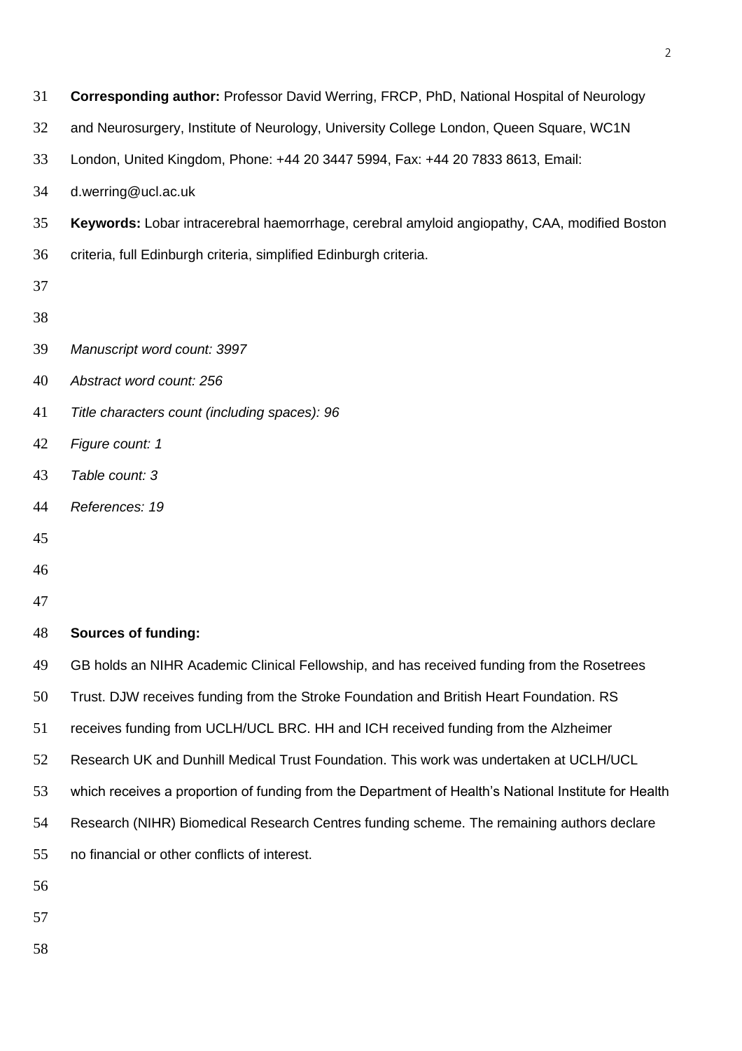**Corresponding author:** Professor David Werring, FRCP, PhD, National Hospital of Neurology and Neurosurgery, Institute of Neurology, University College London, Queen Square, WC1N London, United Kingdom, Phone: +44 20 3447 5994, Fax: +44 20 7833 8613, Email: d.werring@ucl.ac.uk

**Keywords:** Lobar intracerebral haemorrhage, cerebral amyloid angiopathy, CAA, modified Boston criteria, full Edinburgh criteria, simplified Edinburgh criteria.

*Manuscript word count: 3997*

*Abstract word count: 256*

*Title characters count (including spaces): 96*

*Figure count: 1*

*Table count: 3*

*References: 19*

**Sources of funding:**

GB holds an NIHR Academic Clinical Fellowship, and has received funding from the Rosetrees Trust. DJW receives funding from the Stroke Foundation and British Heart Foundation. RS receives funding from UCLH/UCL BRC. HH and ICH received funding from the Alzheimer Research UK and Dunhill Medical Trust Foundation. This work was undertaken at UCLH/UCL which receives a proportion of funding from the Department of Health's National Institute for Health Research (NIHR) Biomedical Research Centres funding scheme. The remaining authors declare no financial or other conflicts of interest.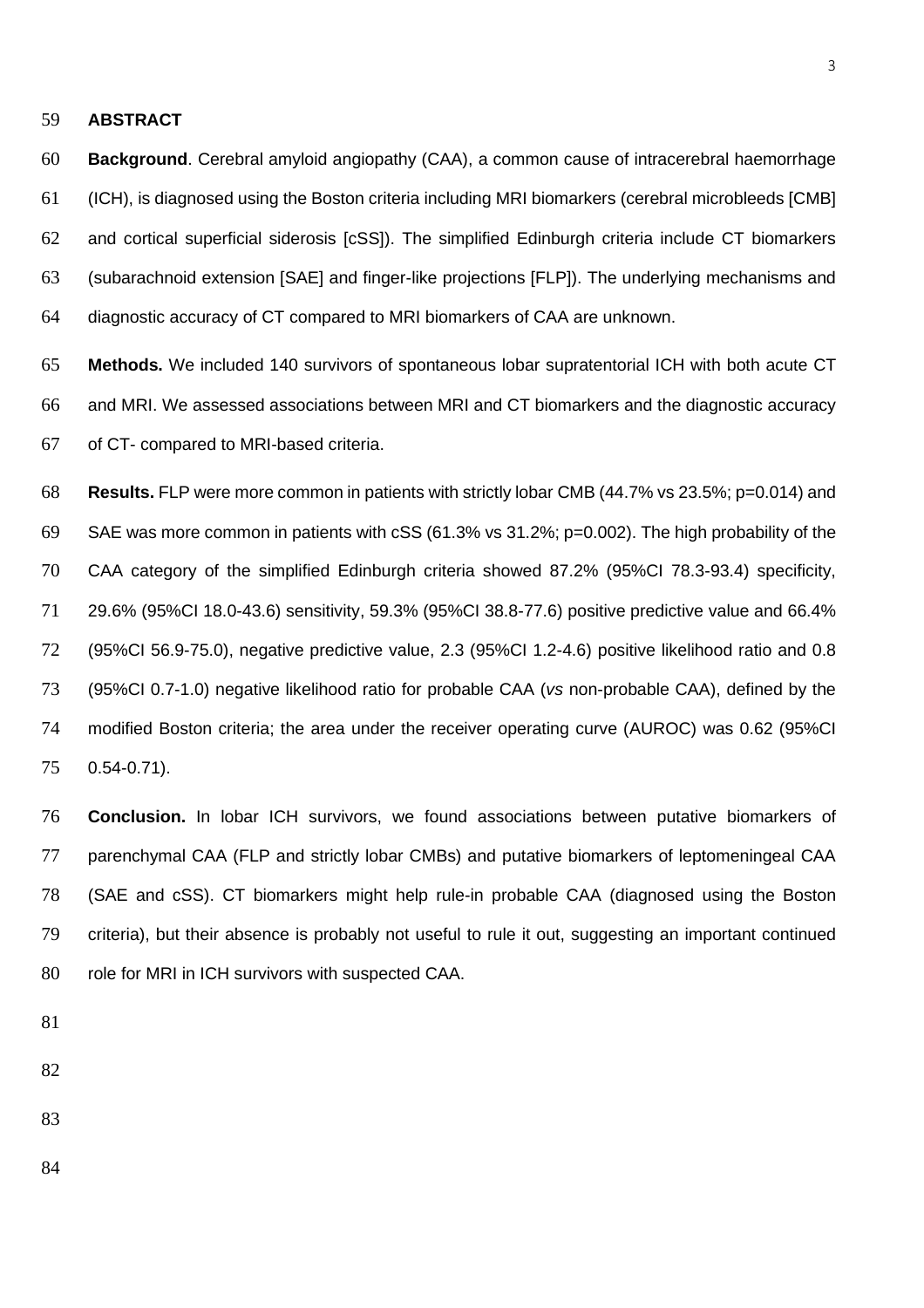## ABSTRACT

**Background**. Cerebral amyloid angiopathy (CAA), a common cause of intracerebral haemorrhage (ICH), is diagnosed using the Boston criteria including MRI biomarkers (cerebral microbleeds [CMB] and cortical superficial siderosis [cSS]). The simplified Edinburgh criteria include CT biomarkers (subarachnoid extension [SAE] and finger-like projections [FLP]). The underlying mechanisms and diagnostic accuracy of CT compared to MRI biomarkers of CAA are unknown.

**Methods.** We included 140 survivors of spontaneous lobar supratentorial ICH with both acute CT and MRI. We assessed associations between MRI and CT biomarkers and the diagnostic accuracy of CT- compared to MRI-based criteria.

**Results.** FLP were more common in patients with strictly lobar CMB (44.7% vs 23.5%; p=0.014) and SAE was more common in patients with cSS (61.3% vs 31.2%; p=0.002). The high probability of the CAA category of the simplified Edinburgh criteria showed 87.2% (95%CI 78.3-93.4) specificity, 29.6% (95%CI 18.0-43.6) sensitivity, 59.3% (95%CI 38.8-77.6) positive predictive value and 66.4% (95%CI 56.9-75.0), negative predictive value, 2.3 (95%CI 1.2-4.6) positive likelihood ratio and 0.8 (95%CI 0.7-1.0) negative likelihood ratio for probable CAA (*vs* non-probable CAA), defined by the modified Boston criteria; the area under the receiver operating curve (AUROC) was 0.62 (95%CI 0.54-0.71).

**Conclusion.** In lobar ICH survivors, we found associations between putative biomarkers of parenchymal CAA (FLP and strictly lobar CMBs) and putative biomarkers of leptomeningeal CAA (SAE and cSS). CT biomarkers might help rule-in probable CAA (diagnosed using the Boston criteria), but their absence is probably not useful to rule it out, suggesting an important continued role for MRI in ICH survivors with suspected CAA.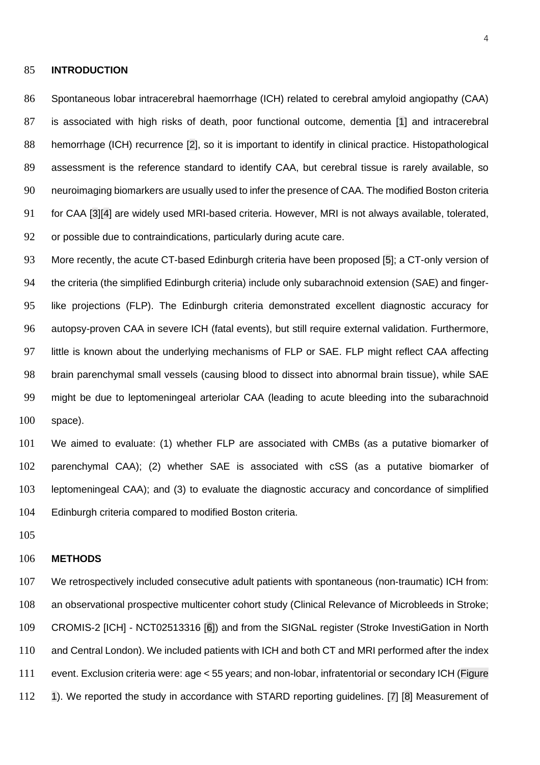## INTRODUCTION

Spontaneous lobar intracerebral haemorrhage (ICH) related to cerebral amyloid angiopathy (CAA) is associated with high risks of death, poor functional outcome, dementia [1] and intracerebral hemorrhage (ICH) recurrence [2], so it is important to identify in clinical practice. Histopathological assessment is the reference standard to identify CAA, but cerebral tissue is rarely available, so neuroimaging biomarkers are usually used to infer the presence of CAA. The modified Boston criteria for CAA [3][4] are widely used MRI-based criteria. However, MRI is not always available, tolerated, or possible due to contraindications, particularly during acute care.

More recently, the acute CT-based Edinburgh criteria have been proposed [5]; a CT-only version of the criteria (the simplified Edinburgh criteria) include only subarachnoid extension (SAE) and finger-like projections (FLP). The Edinburgh criteria demonstrated excellent diagnostic accuracy for autopsy-proven CAA in severe ICH (fatal events), but still require external validation. Furthermore, little is known about the underlying mechanisms of FLP or SAE. FLP might reflect CAA affecting brain parenchymal small vessels (causing blood to dissect into abnormal brain tissue), while SAE might be due to leptomeningeal arteriolar CAA (leading to acute bleeding into the subarachnoid space).

We aimed to evaluate: (1) whether FLP are associated with CMBs (as a putative biomarker of parenchymal CAA); (2) whether SAE is associated with cSS (as a putative biomarker of leptomeningeal CAA); and (3) to evaluate the diagnostic accuracy and concordance of simplified Edinburgh criteria compared to modified Boston criteria.

## METHODS

We retrospectively included consecutive adult patients with spontaneous (non-traumatic) ICH from: an observational prospective multicenter cohort study (Clinical Relevance of Microbleeds in Stroke; CROMIS-2 [ICH] - NCT02513316 [6]) and from the SIGNaL register (Stroke InvestiGation in North and Central London). We included patients with ICH and both CT and MRI performed after the index event. Exclusion criteria were: age < 55 years; and non-lobar, infratentorial or secondary ICH (Figure 1). We reported the study in accordance with STARD reporting guidelines. [7] [8] Measurement of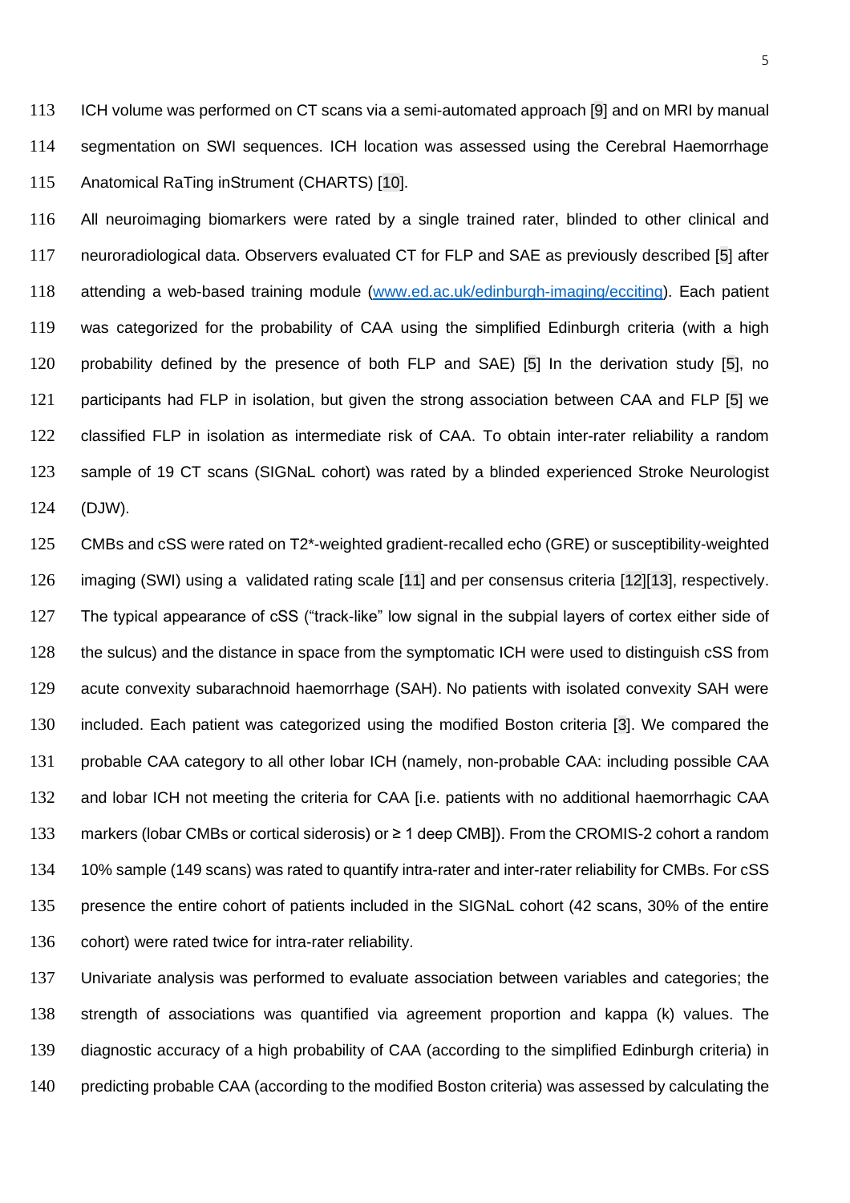ICH volume was performed on CT scans via a semi-automated approach [9] and on MRI by manual segmentation on SWI sequences. ICH location was assessed using the Cerebral Haemorrhage Anatomical RaTing inStrument (CHARTS) [10].

All neuroimaging biomarkers were rated by a single trained rater, blinded to other clinical and neuroradiological data. Observers evaluated CT for FLP and SAE as previously described [5] after attending a web-based training module (www.ed.ac.uk/edinburgh-imaging/ecciting). Each patient was categorized for the probability of CAA using the simplified Edinburgh criteria (with a high probability defined by the presence of both FLP and SAE) [5] In the derivation study [5], no participants had FLP in isolation, but given the strong association between CAA and FLP [5] we classified FLP in isolation as intermediate risk of CAA. To obtain inter-rater reliability a random sample of 19 CT scans (SIGNaL cohort) was rated by a blinded experienced Stroke Neurologist (DJW).

CMBs and cSS were rated on T2*-weighted gradient-recalled echo (GRE) or susceptibility-weighted imaging (SWI) using a validated rating scale [11] and per consensus criteria [12][13], respectively. The typical appearance of cSS ("track-like" low signal in the subpial layers of cortex either side of the sulcus) and the distance in space from the symptomatic ICH were used to distinguish cSS from acute convexity subarachnoid haemorrhage (SAH). No patients with isolated convexity SAH were included. Each patient was categorized using the modified Boston criteria [3]. We compared the probable CAA category to all other lobar ICH (namely, non-probable CAA: including possible CAA and lobar ICH not meeting the criteria for CAA [i.e. patients with no additional haemorrhagic CAA markers (lobar CMBs or cortical siderosis) or ≥ 1 deep CMB]). From the CROMIS-2 cohort a random 10% sample (149 scans) was rated to quantify intra-rater and inter-rater reliability for CMBs. For cSS presence the entire cohort of patients included in the SIGNaL cohort (42 scans, 30% of the entire cohort) were rated twice for intra-rater reliability.

Univariate analysis was performed to evaluate association between variables and categories; the strength of associations was quantified via agreement proportion and kappa (k) values. The diagnostic accuracy of a high probability of CAA (according to the simplified Edinburgh criteria) in predicting probable CAA (according to the modified Boston criteria) was assessed by calculating the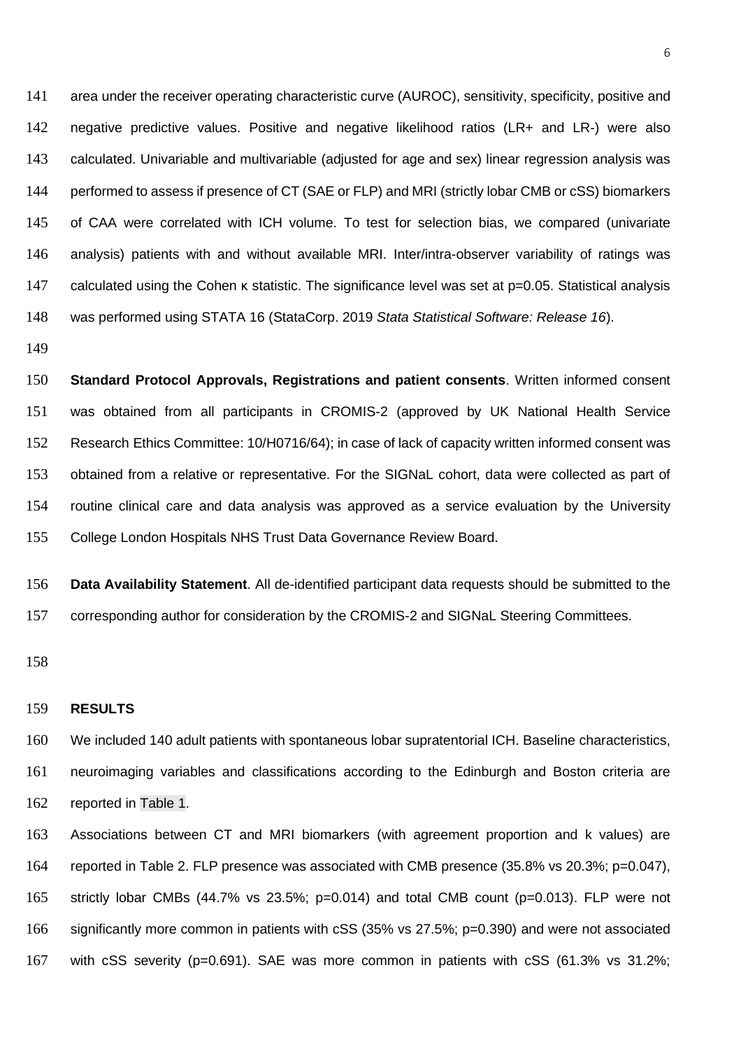area under the receiver operating characteristic curve (AUROC), sensitivity, specificity, positive and negative predictive values. Positive and negative likelihood ratios (LR+ and LR-) were also calculated. Univariable and multivariable (adjusted for age and sex) linear regression analysis was performed to assess if presence of CT (SAE or FLP) and MRI (strictly lobar CMB or cSS) biomarkers of CAA were correlated with ICH volume. To test for selection bias, we compared (univariate analysis) patients with and without available MRI. Inter/intra-observer variability of ratings was calculated using the Cohen κ statistic. The significance level was set at p=0.05. Statistical analysis was performed using STATA 16 (StataCorp. 2019 *Stata Statistical Software: Release 16*).

**Standard Protocol Approvals, Registrations and patient consents**. Written informed consent was obtained from all participants in CROMIS-2 (approved by UK National Health Service Research Ethics Committee: 10/H0716/64); in case of lack of capacity written informed consent was obtained from a relative or representative. For the SIGNaL cohort, data were collected as part of routine clinical care and data analysis was approved as a service evaluation by the University College London Hospitals NHS Trust Data Governance Review Board.

**Data Availability Statement**. All de-identified participant data requests should be submitted to the corresponding author for consideration by the CROMIS-2 and SIGNaL Steering Committees.

## RESULTS

We included 140 adult patients with spontaneous lobar supratentorial ICH. Baseline characteristics, neuroimaging variables and classifications according to the Edinburgh and Boston criteria are reported in Table 1.

Associations between CT and MRI biomarkers (with agreement proportion and k values) are reported in Table 2. FLP presence was associated with CMB presence (35.8% vs 20.3%; p=0.047), strictly lobar CMBs (44.7% vs 23.5%; p=0.014) and total CMB count (p=0.013). FLP were not significantly more common in patients with cSS (35% vs 27.5%; p=0.390) and were not associated with cSS severity (p=0.691). SAE was more common in patients with cSS (61.3% vs 31.2%;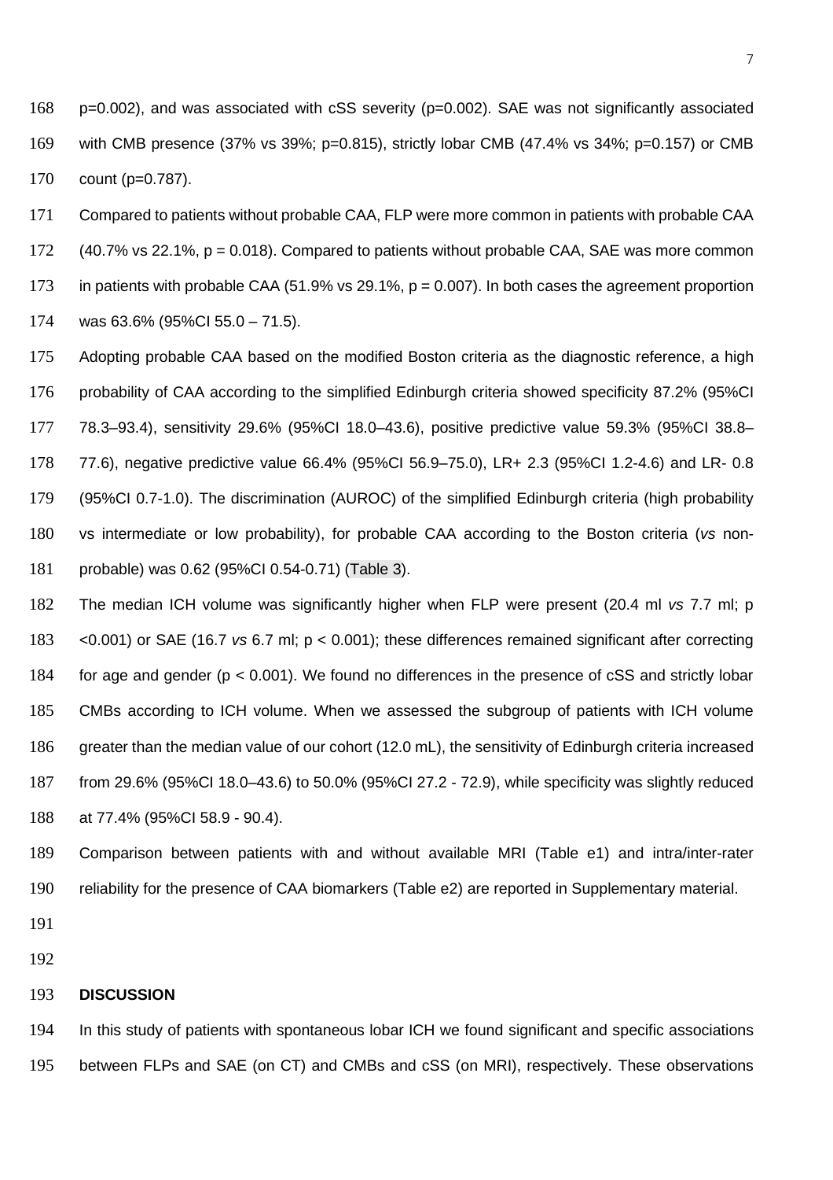p=0.002), and was associated with cSS severity (p=0.002). SAE was not significantly associated with CMB presence (37% vs 39%; p=0.815), strictly lobar CMB (47.4% vs 34%; p=0.157) or CMB count (p=0.787).

Compared to patients without probable CAA, FLP were more common in patients with probable CAA (40.7% vs 22.1%, p = 0.018). Compared to patients without probable CAA, SAE was more common in patients with probable CAA (51.9% vs 29.1%, p = 0.007). In both cases the agreement proportion was 63.6% (95%CI 55.0 – 71.5).

Adopting probable CAA based on the modified Boston criteria as the diagnostic reference, a high probability of CAA according to the simplified Edinburgh criteria showed specificity 87.2% (95%CI 78.3–93.4), sensitivity 29.6% (95%CI 18.0–43.6), positive predictive value 59.3% (95%CI 38.8–77.6), negative predictive value 66.4% (95%CI 56.9–75.0), LR+ 2.3 (95%CI 1.2-4.6) and LR- 0.8 (95%CI 0.7-1.0). The discrimination (AUROC) of the simplified Edinburgh criteria (high probability vs intermediate or low probability), for probable CAA according to the Boston criteria (*vs* non-probable) was 0.62 (95%CI 0.54-0.71) (Table 3).

The median ICH volume was significantly higher when FLP were present (20.4 ml *vs* 7.7 ml; p <0.001) or SAE (16.7 *vs* 6.7 ml; p < 0.001); these differences remained significant after correcting for age and gender (p < 0.001). We found no differences in the presence of cSS and strictly lobar CMBs according to ICH volume. When we assessed the subgroup of patients with ICH volume greater than the median value of our cohort (12.0 mL), the sensitivity of Edinburgh criteria increased from 29.6% (95%CI 18.0–43.6) to 50.0% (95%CI 27.2 - 72.9), while specificity was slightly reduced at 77.4% (95%CI 58.9 - 90.4).

Comparison between patients with and without available MRI (Table e1) and intra/inter-rater reliability for the presence of CAA biomarkers (Table e2) are reported in Supplementary material.

## DISCUSSION

In this study of patients with spontaneous lobar ICH we found significant and specific associations between FLPs and SAE (on CT) and CMBs and cSS (on MRI), respectively. These observations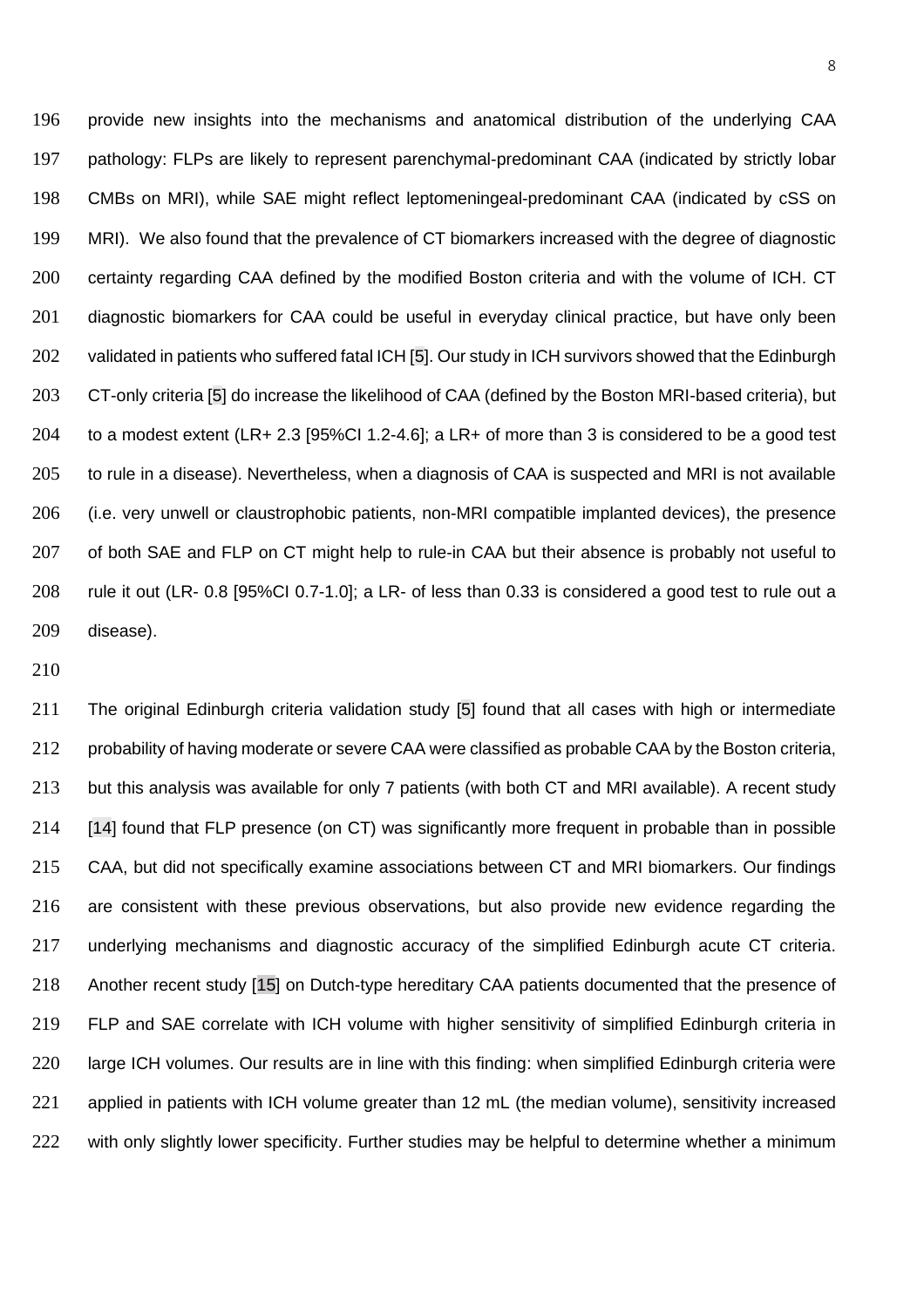provide new insights into the mechanisms and anatomical distribution of the underlying CAA pathology: FLPs are likely to represent parenchymal-predominant CAA (indicated by strictly lobar CMBs on MRI), while SAE might reflect leptomeningeal-predominant CAA (indicated by cSS on MRI). We also found that the prevalence of CT biomarkers increased with the degree of diagnostic certainty regarding CAA defined by the modified Boston criteria and with the volume of ICH. CT diagnostic biomarkers for CAA could be useful in everyday clinical practice, but have only been validated in patients who suffered fatal ICH [5]. Our study in ICH survivors showed that the Edinburgh CT-only criteria [5] do increase the likelihood of CAA (defined by the Boston MRI-based criteria), but to a modest extent (LR+ 2.3 [95%CI 1.2-4.6]; a LR+ of more than 3 is considered to be a good test to rule in a disease). Nevertheless, when a diagnosis of CAA is suspected and MRI is not available (i.e. very unwell or claustrophobic patients, non-MRI compatible implanted devices), the presence of both SAE and FLP on CT might help to rule-in CAA but their absence is probably not useful to rule it out (LR- 0.8 [95%CI 0.7-1.0]; a LR- of less than 0.33 is considered a good test to rule out a disease).

The original Edinburgh criteria validation study [5] found that all cases with high or intermediate probability of having moderate or severe CAA were classified as probable CAA by the Boston criteria, but this analysis was available for only 7 patients (with both CT and MRI available). A recent study [14] found that FLP presence (on CT) was significantly more frequent in probable than in possible CAA, but did not specifically examine associations between CT and MRI biomarkers. Our findings are consistent with these previous observations, but also provide new evidence regarding the underlying mechanisms and diagnostic accuracy of the simplified Edinburgh acute CT criteria. Another recent study [15] on Dutch-type hereditary CAA patients documented that the presence of FLP and SAE correlate with ICH volume with higher sensitivity of simplified Edinburgh criteria in large ICH volumes. Our results are in line with this finding: when simplified Edinburgh criteria were applied in patients with ICH volume greater than 12 mL (the median volume), sensitivity increased with only slightly lower specificity. Further studies may be helpful to determine whether a minimum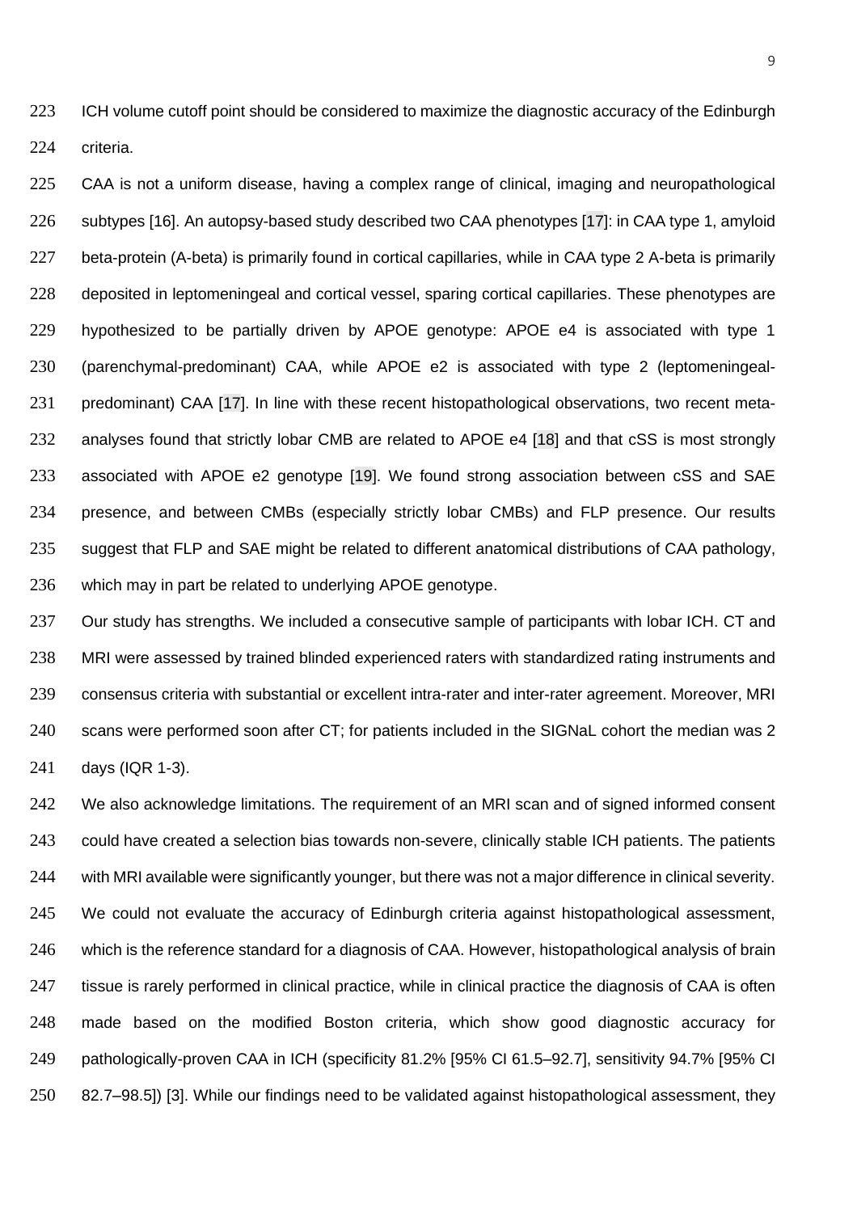ICH volume cutoff point should be considered to maximize the diagnostic accuracy of the Edinburgh criteria.

CAA is not a uniform disease, having a complex range of clinical, imaging and neuropathological subtypes [16]. An autopsy-based study described two CAA phenotypes [17]: in CAA type 1, amyloid beta-protein (A-beta) is primarily found in cortical capillaries, while in CAA type 2 A-beta is primarily deposited in leptomeningeal and cortical vessel, sparing cortical capillaries. These phenotypes are hypothesized to be partially driven by APOE genotype: APOE e4 is associated with type 1 (parenchymal-predominant) CAA, while APOE e2 is associated with type 2 (leptomeningeal-predominant) CAA [17]. In line with these recent histopathological observations, two recent meta-analyses found that strictly lobar CMB are related to APOE e4 [18] and that cSS is most strongly associated with APOE e2 genotype [19]. We found strong association between cSS and SAE presence, and between CMBs (especially strictly lobar CMBs) and FLP presence. Our results suggest that FLP and SAE might be related to different anatomical distributions of CAA pathology, which may in part be related to underlying APOE genotype.

Our study has strengths. We included a consecutive sample of participants with lobar ICH. CT and MRI were assessed by trained blinded experienced raters with standardized rating instruments and consensus criteria with substantial or excellent intra-rater and inter-rater agreement. Moreover, MRI scans were performed soon after CT; for patients included in the SIGNaL cohort the median was 2 days (IQR 1-3).

We also acknowledge limitations. The requirement of an MRI scan and of signed informed consent could have created a selection bias towards non-severe, clinically stable ICH patients. The patients with MRI available were significantly younger, but there was not a major difference in clinical severity. We could not evaluate the accuracy of Edinburgh criteria against histopathological assessment, which is the reference standard for a diagnosis of CAA. However, histopathological analysis of brain tissue is rarely performed in clinical practice, while in clinical practice the diagnosis of CAA is often made based on the modified Boston criteria, which show good diagnostic accuracy for pathologically-proven CAA in ICH (specificity 81.2% [95% CI 61.5–92.7], sensitivity 94.7% [95% CI 82.7–98.5]) [3]. While our findings need to be validated against histopathological assessment, they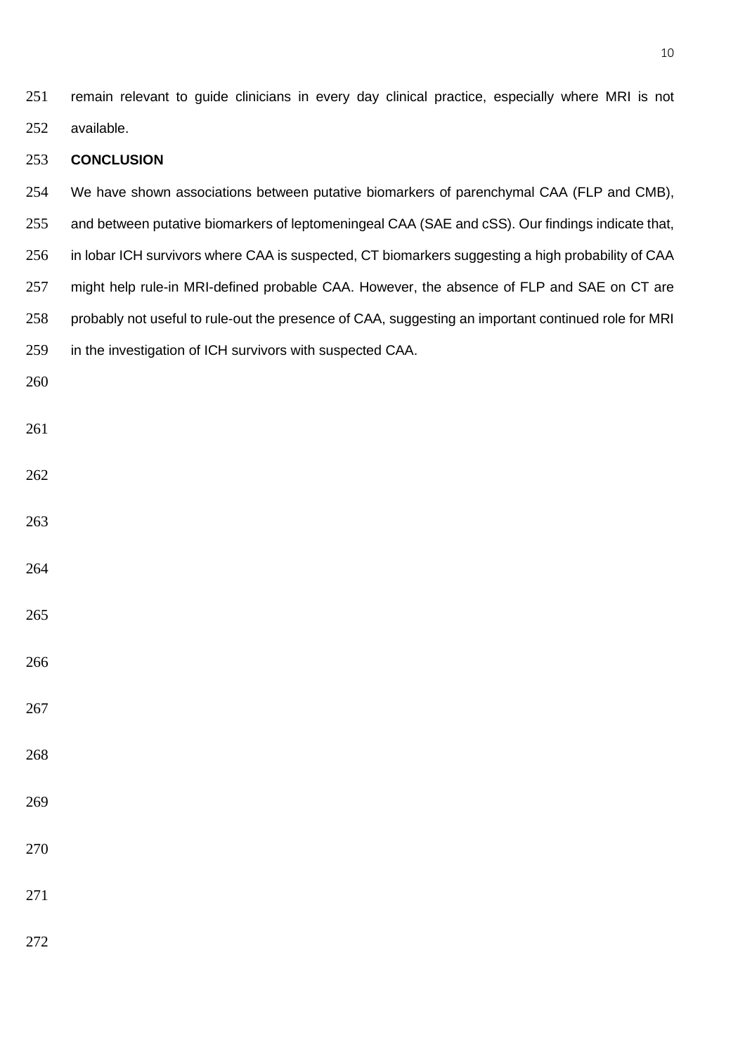remain relevant to guide clinicians in every day clinical practice, especially where MRI is not available.

## CONCLUSION

We have shown associations between putative biomarkers of parenchymal CAA (FLP and CMB), and between putative biomarkers of leptomeningeal CAA (SAE and cSS). Our findings indicate that, in lobar ICH survivors where CAA is suspected, CT biomarkers suggesting a high probability of CAA might help rule-in MRI-defined probable CAA. However, the absence of FLP and SAE on CT are probably not useful to rule-out the presence of CAA, suggesting an important continued role for MRI in the investigation of ICH survivors with suspected CAA.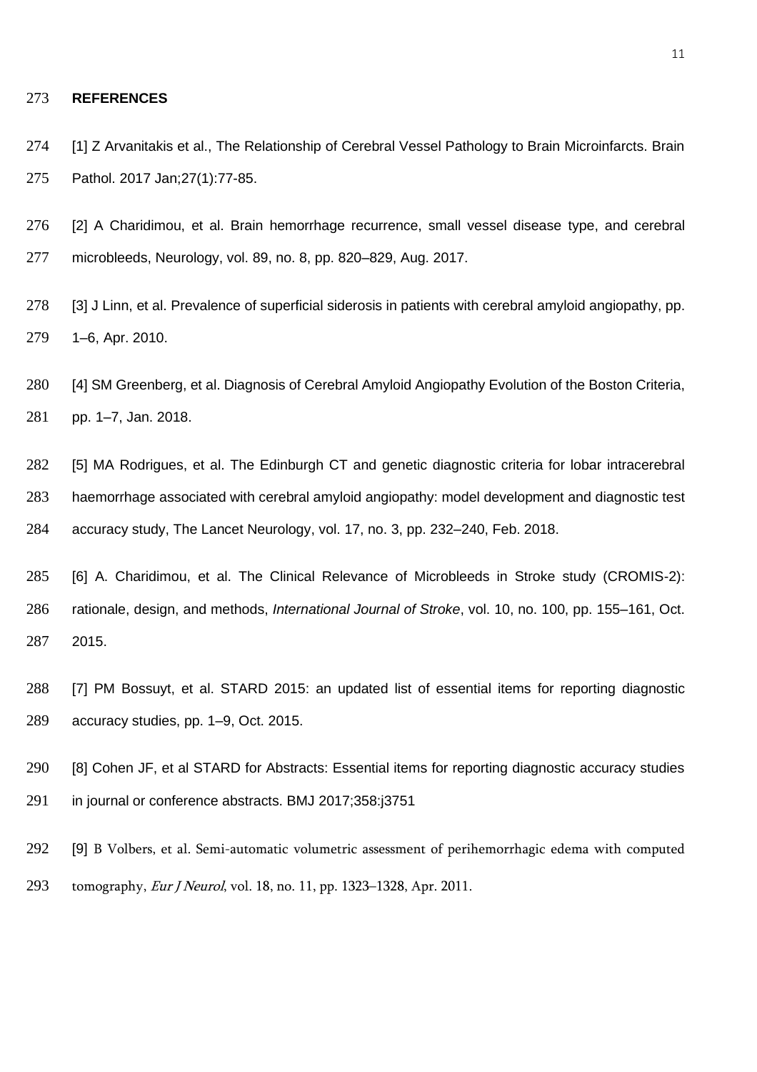## REFERENCES

[1] Z Arvanitakis et al., The Relationship of Cerebral Vessel Pathology to Brain Microinfarcts. Brain Pathol. 2017 Jan;27(1):77-85.

[2] A Charidimou, et al. Brain hemorrhage recurrence, small vessel disease type, and cerebral microbleeds, Neurology, vol. 89, no. 8, pp. 820–829, Aug. 2017.

[3] J Linn, et al. Prevalence of superficial siderosis in patients with cerebral amyloid angiopathy, pp. 1–6, Apr. 2010.

[4] SM Greenberg, et al. Diagnosis of Cerebral Amyloid Angiopathy Evolution of the Boston Criteria, pp. 1–7, Jan. 2018.

[5] MA Rodrigues, et al. The Edinburgh CT and genetic diagnostic criteria for lobar intracerebral haemorrhage associated with cerebral amyloid angiopathy: model development and diagnostic test accuracy study, The Lancet Neurology, vol. 17, no. 3, pp. 232–240, Feb. 2018.

[6] A. Charidimou, et al. The Clinical Relevance of Microbleeds in Stroke study (CROMIS-2): rationale, design, and methods, *International Journal of Stroke*, vol. 10, no. 100, pp. 155–161, Oct. 2015.

[7] PM Bossuyt, et al. STARD 2015: an updated list of essential items for reporting diagnostic accuracy studies, pp. 1–9, Oct. 2015.

[8] Cohen JF, et al STARD for Abstracts: Essential items for reporting diagnostic accuracy studies in journal or conference abstracts. BMJ 2017;358:j3751

[9] B Volbers, et al. Semi-automatic volumetric assessment of perihemorrhagic edema with computed tomography, *Eur J Neurol*, vol. 18, no. 11, pp. 1323–1328, Apr. 2011.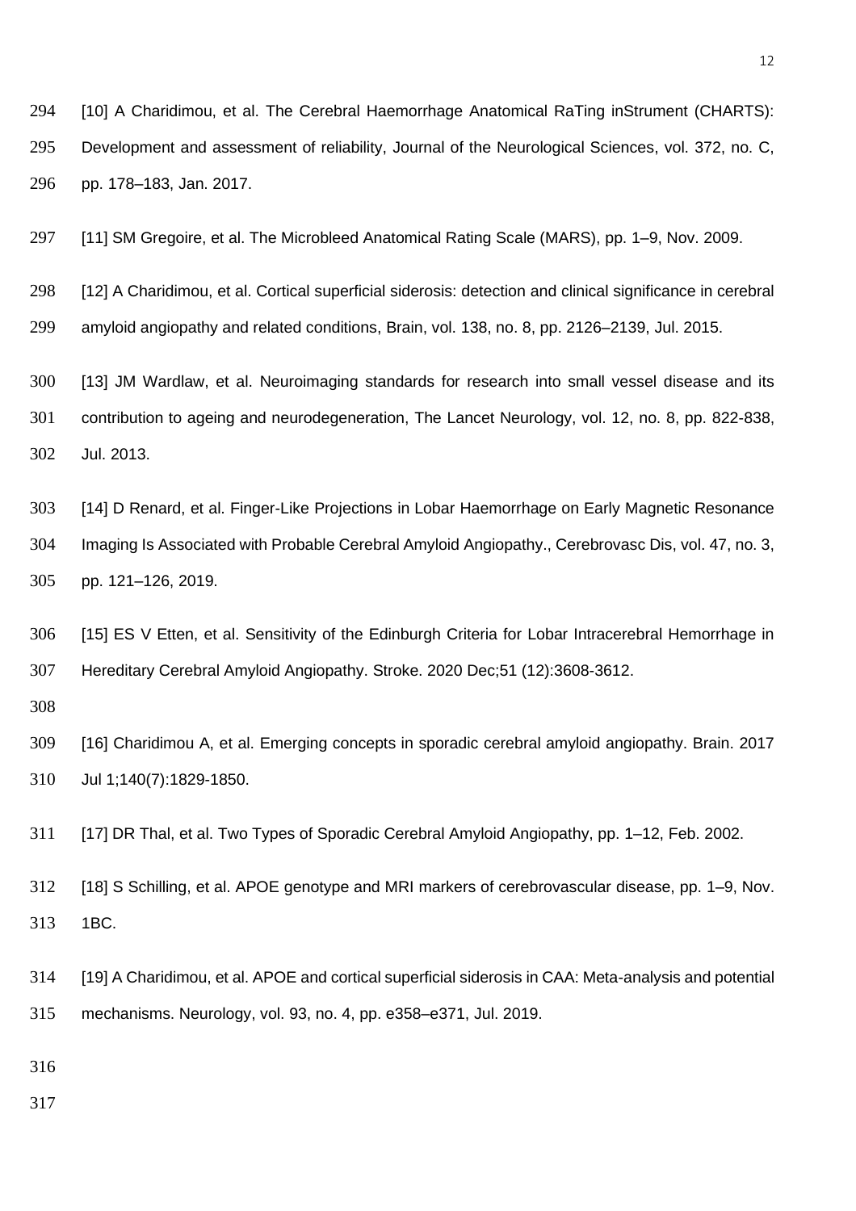[10] A Charidimou, et al. The Cerebral Haemorrhage Anatomical RaTing inStrument (CHARTS): Development and assessment of reliability, Journal of the Neurological Sciences, vol. 372, no. C, pp. 178–183, Jan. 2017.

[11] SM Gregoire, et al. The Microbleed Anatomical Rating Scale (MARS), pp. 1–9, Nov. 2009.

[12] A Charidimou, et al. Cortical superficial siderosis: detection and clinical significance in cerebral amyloid angiopathy and related conditions, Brain, vol. 138, no. 8, pp. 2126–2139, Jul. 2015.

[13] JM Wardlaw, et al. Neuroimaging standards for research into small vessel disease and its contribution to ageing and neurodegeneration, The Lancet Neurology, vol. 12, no. 8, pp. 822-838, Jul. 2013.

[14] D Renard, et al. Finger-Like Projections in Lobar Haemorrhage on Early Magnetic Resonance Imaging Is Associated with Probable Cerebral Amyloid Angiopathy., Cerebrovasc Dis, vol. 47, no. 3, pp. 121–126, 2019.

[15] ES V Etten, et al. Sensitivity of the Edinburgh Criteria for Lobar Intracerebral Hemorrhage in Hereditary Cerebral Amyloid Angiopathy. Stroke. 2020 Dec;51 (12):3608-3612.

[16] Charidimou A, et al. Emerging concepts in sporadic cerebral amyloid angiopathy. Brain. 2017 Jul 1;140(7):1829-1850.

[17] DR Thal, et al. Two Types of Sporadic Cerebral Amyloid Angiopathy, pp. 1–12, Feb. 2002.

[18] S Schilling, et al. APOE genotype and MRI markers of cerebrovascular disease, pp. 1–9, Nov. 1BC.

[19] A Charidimou, et al. APOE and cortical superficial siderosis in CAA: Meta-analysis and potential mechanisms. Neurology, vol. 93, no. 4, pp. e358–e371, Jul. 2019.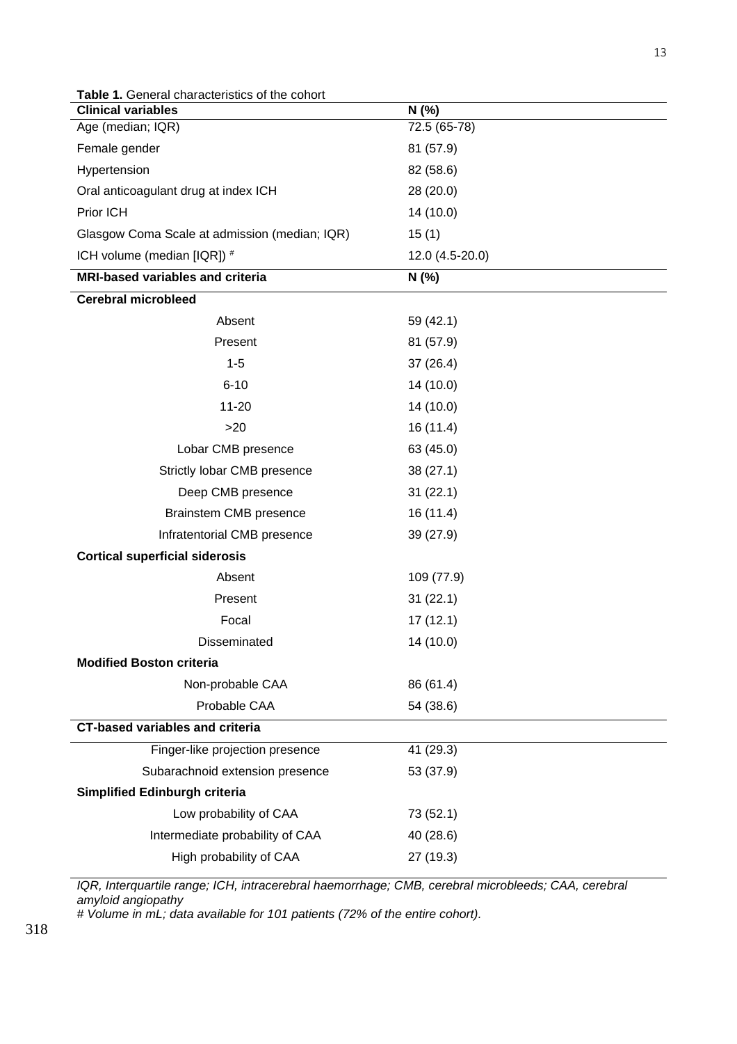**Table 1.** General characteristics of the cohort

| Clinical variables | N (%) |
|---|---|
| Age (median; IQR) | 72.5 (65-78) |
| Female gender | 81 (57.9) |
| Hypertension | 82 (58.6) |
| Oral anticoagulant drug at index ICH | 28 (20.0) |
| Prior ICH | 14 (10.0) |
| Glasgow Coma Scale at admission (median; IQR) | 15 (1) |
| ICH volume (median [IQR]) # | 12.0 (4.5-20.0) |
| **MRI-based variables and criteria** | **N (%)** |
| **Cerebral microbleed** | |
| Absent | 59 (42.1) |
| Present | 81 (57.9) |
| 1-5 | 37 (26.4) |
| 6-10 | 14 (10.0) |
| 11-20 | 14 (10.0) |
| >20 | 16 (11.4) |
| Lobar CMB presence | 63 (45.0) |
| Strictly lobar CMB presence | 38 (27.1) |
| Deep CMB presence | 31 (22.1) |
| Brainstem CMB presence | 16 (11.4) |
| Infratentorial CMB presence | 39 (27.9) |
| **Cortical superficial siderosis** | |
| Absent | 109 (77.9) |
| Present | 31 (22.1) |
| Focal | 17 (12.1) |
| Disseminated | 14 (10.0) |
| **Modified Boston criteria** | |
| Non-probable CAA | 86 (61.4) |
| Probable CAA | 54 (38.6) |
| **CT-based variables and criteria** | |
| Finger-like projection presence | 41 (29.3) |
| Subarachnoid extension presence | 53 (37.9) |
| **Simplified Edinburgh criteria** | |
| Low probability of CAA | 73 (52.1) |
| Intermediate probability of CAA | 40 (28.6) |
| High probability of CAA | 27 (19.3) |

*IQR, Interquartile range; ICH, intracerebral haemorrhage; CMB, cerebral microbleeds; CAA, cerebral amyloid angiopathy*

*# Volume in mL; data available for 101 patients (72% of the entire cohort).*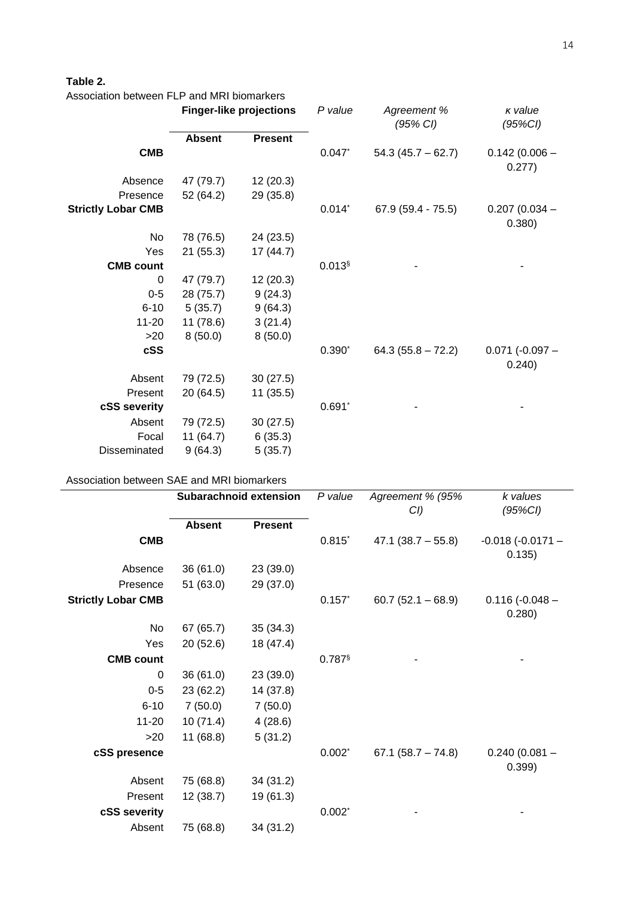**Table 2.**

Association between FLP and MRI biomarkers

| | Finger-like projections | | *P value* | *Agreement % (95% CI)* | *κ value (95%CI)* |
|---|---|---|---|---|---|
| | **Absent** | **Present** | | | |
| **CMB** | | | 0.047* | 54.3 (45.7 – 62.7) | 0.142 (0.006 – 0.277) |
| Absence | 47 (79.7) | 12 (20.3) | | | |
| Presence | 52 (64.2) | 29 (35.8) | | | |
| **Strictly Lobar CMB** | | | 0.014* | 67.9 (59.4 - 75.5) | 0.207 (0.034 – 0.380) |
| No | 78 (76.5) | 24 (23.5) | | | |
| Yes | 21 (55.3) | 17 (44.7) | | | |
| **CMB count** | | | 0.013§ | - | - |
| 0 | 47 (79.7) | 12 (20.3) | | | |
| 0-5 | 28 (75.7) | 9 (24.3) | | | |
| 6-10 | 5 (35.7) | 9 (64.3) | | | |
| 11-20 | 11 (78.6) | 3 (21.4) | | | |
| >20 | 8 (50.0) | 8 (50.0) | | | |
| **cSS** | | | 0.390* | 64.3 (55.8 – 72.2) | 0.071 (-0.097 – 0.240) |
| Absent | 79 (72.5) | 30 (27.5) | | | |
| Present | 20 (64.5) | 11 (35.5) | | | |
| **cSS severity** | | | 0.691* | - | - |
| Absent | 79 (72.5) | 30 (27.5) | | | |
| Focal | 11 (64.7) | 6 (35.3) | | | |
| Disseminated | 9 (64.3) | 5 (35.7) | | | |

Association between SAE and MRI biomarkers

| | Subarachnoid extension | | *P value* | *Agreement % (95% CI)* | *k values (95%CI)* |
|---|---|---|---|---|---|
| | **Absent** | **Present** | | | |
| **CMB** | | | 0.815* | 47.1 (38.7 – 55.8) | -0.018 (-0.0171 – 0.135) |
| Absence | 36 (61.0) | 23 (39.0) | | | |
| Presence | 51 (63.0) | 29 (37.0) | | | |
| **Strictly Lobar CMB** | | | 0.157* | 60.7 (52.1 – 68.9) | 0.116 (-0.048 – 0.280) |
| No | 67 (65.7) | 35 (34.3) | | | |
| Yes | 20 (52.6) | 18 (47.4) | | | |
| **CMB count** | | | 0.787§ | - | - |
| 0 | 36 (61.0) | 23 (39.0) | | | |
| 0-5 | 23 (62.2) | 14 (37.8) | | | |
| 6-10 | 7 (50.0) | 7 (50.0) | | | |
| 11-20 | 10 (71.4) | 4 (28.6) | | | |
| >20 | 11 (68.8) | 5 (31.2) | | | |
| **cSS presence** | | | 0.002* | 67.1 (58.7 – 74.8) | 0.240 (0.081 – 0.399) |
| Absent | 75 (68.8) | 34 (31.2) | | | |
| Present | 12 (38.7) | 19 (61.3) | | | |
| **cSS severity** | | | 0.002* | - | - |
| Absent | 75 (68.8) | 34 (31.2) | | | |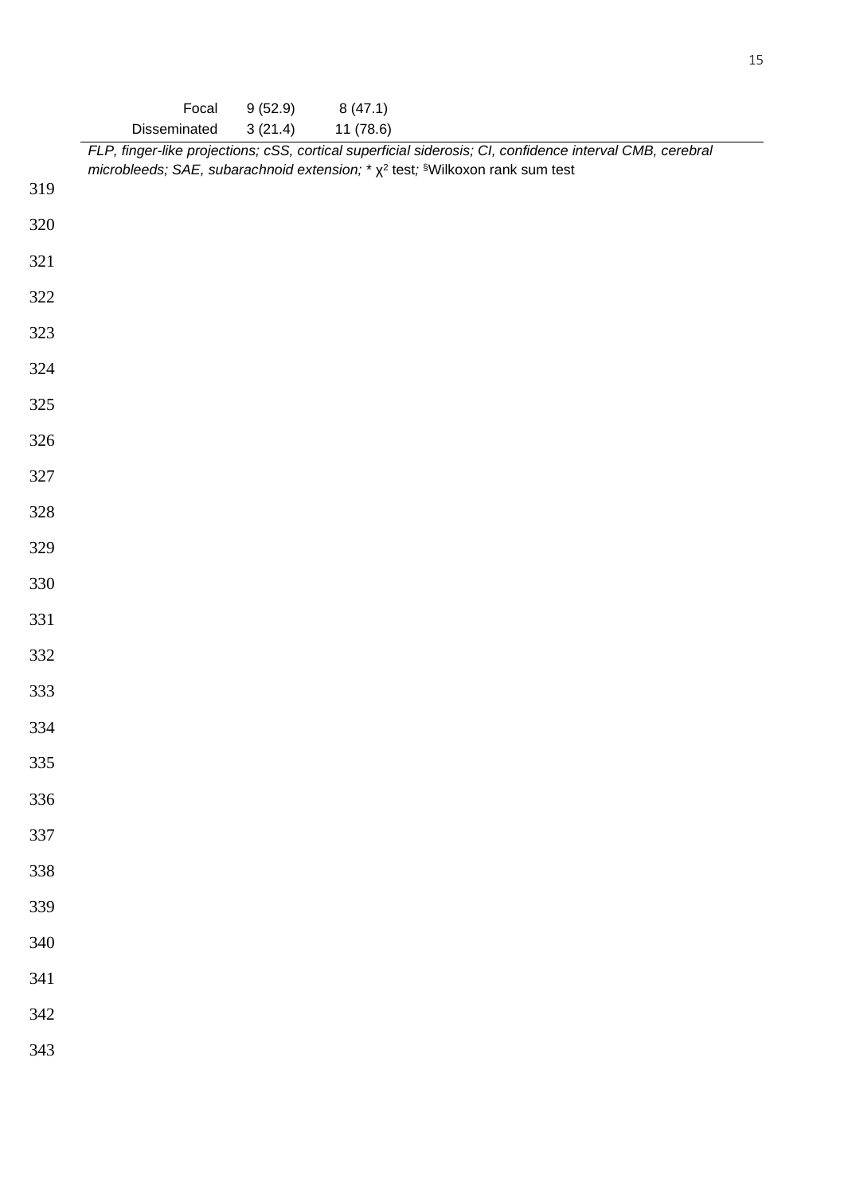| | | |
|---|---|---|
| Focal | 9 (52.9) | 8 (47.1) |
| Disseminated | 3 (21.4) | 11 (78.6) |

*FLP, finger-like projections; cSS, cortical superficial siderosis; CI, confidence interval CMB, cerebral microbleeds; SAE, subarachnoid extension;* * $\chi^2$ test; §Wilkoxon rank sum test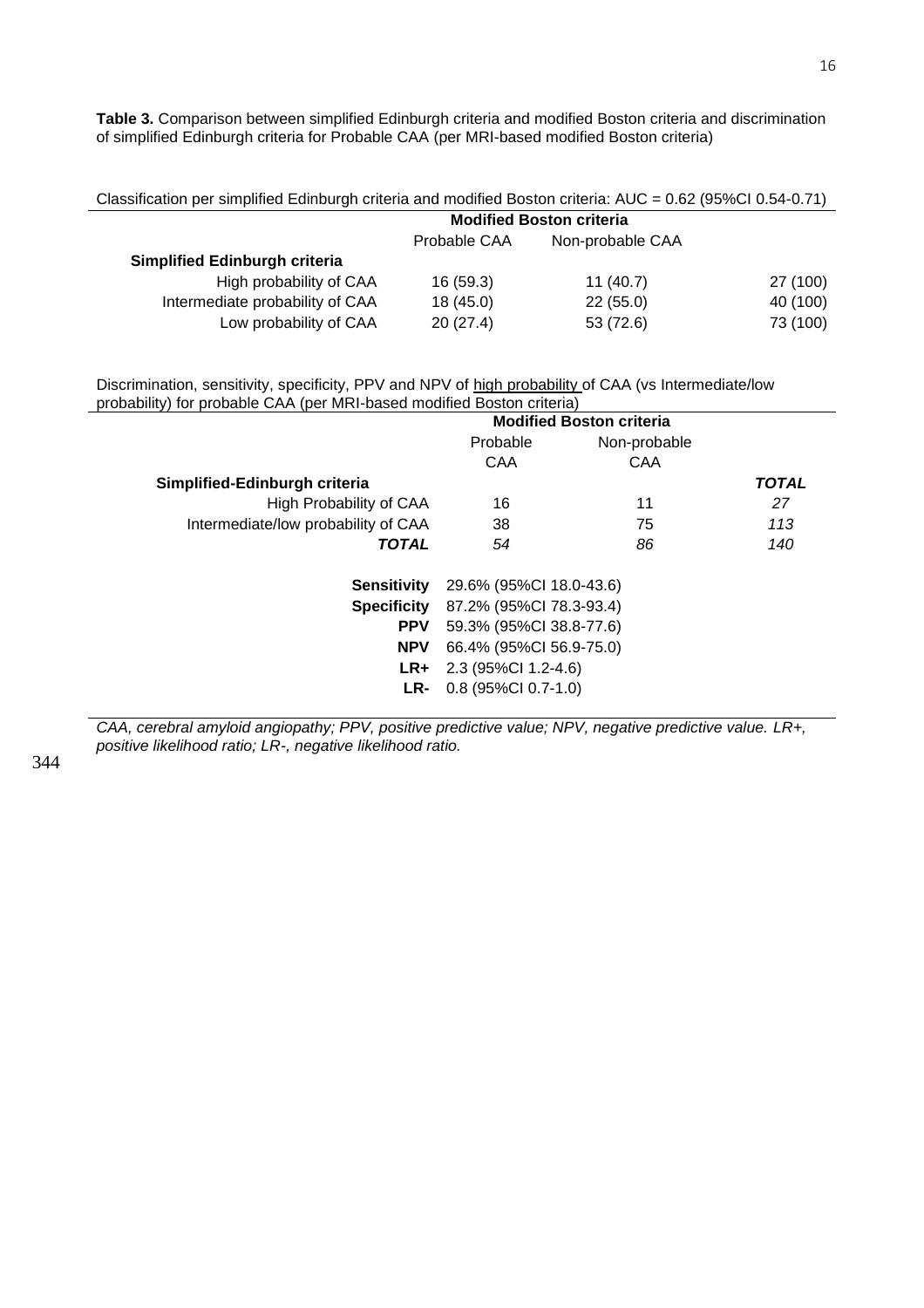**Table 3.** Comparison between simplified Edinburgh criteria and modified Boston criteria and discrimination of simplified Edinburgh criteria for Probable CAA (per MRI-based modified Boston criteria)

Classification per simplified Edinburgh criteria and modified Boston criteria: AUC = 0.62 (95%CI 0.54-0.71)

| | Modified Boston criteria | | |
|---|---|---|---|
| | Probable CAA | Non-probable CAA | |
| **Simplified Edinburgh criteria** | | | |
| High probability of CAA | 16 (59.3) | 11 (40.7) | 27 (100) |
| Intermediate probability of CAA | 18 (45.0) | 22 (55.0) | 40 (100) |
| Low probability of CAA | 20 (27.4) | 53 (72.6) | 73 (100) |

Discrimination, sensitivity, specificity, PPV and NPV of <u>high probability</u> of CAA (vs Intermediate/low probability) for probable CAA (per MRI-based modified Boston criteria)

| | Modified Boston criteria | | |
|---|---|---|---|
| | Probable CAA | Non-probable CAA | |
| **Simplified-Edinburgh criteria** | | | ***TOTAL*** |
| High Probability of CAA | 16 | 11 | *27* |
| Intermediate/low probability of CAA | 38 | 75 | *113* |
| ***TOTAL*** | *54* | *86* | *140* |

**Sensitivity** 29.6% (95%CI 18.0-43.6)
**Specificity** 87.2% (95%CI 78.3-93.4)
**PPV** 59.3% (95%CI 38.8-77.6)
**NPV** 66.4% (95%CI 56.9-75.0)
**LR+** 2.3 (95%CI 1.2-4.6)
**LR-** 0.8 (95%CI 0.7-1.0)

*CAA, cerebral amyloid angiopathy; PPV, positive predictive value; NPV, negative predictive value. LR+, positive likelihood ratio; LR-, negative likelihood ratio.*